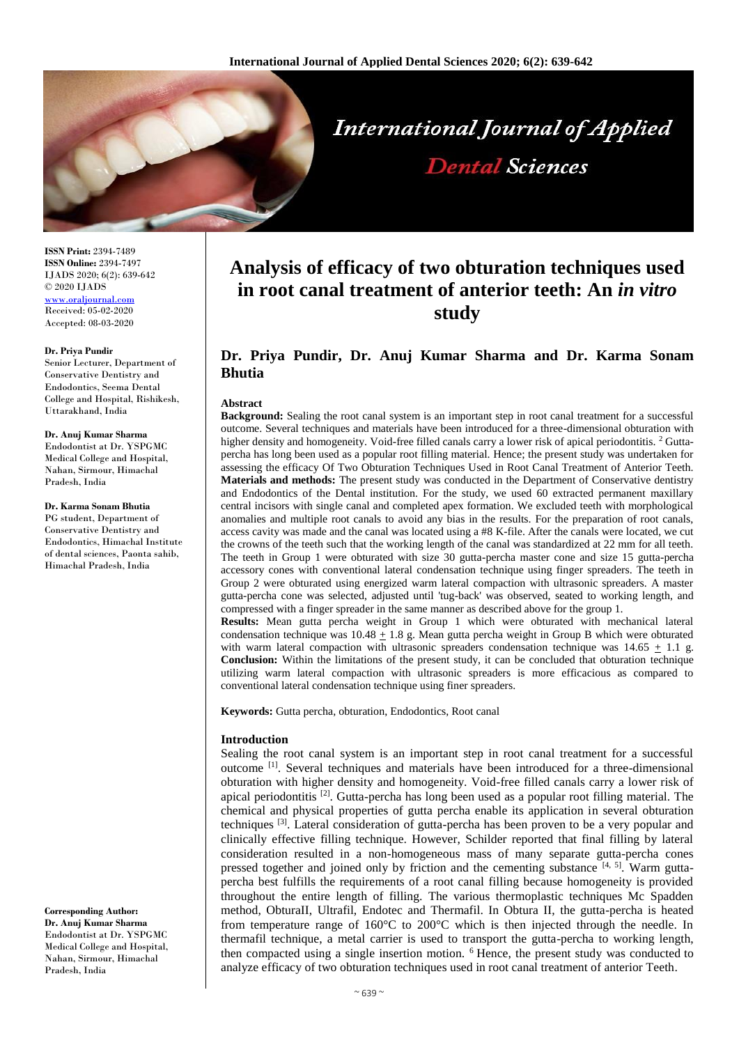# Analysis of efficacy of two obturation techniques used in root canal treatment of anterior teeth: An *in vitro* study

## Dr. Priya Pundir, Dr. Anuj Kumar Sharma and Dr. Karma Sonam Bhutia

**ISSN Print:** 2394-7489
**ISSN Online:** 2394-7497
IJADS 2020; 6(2): 639-642
© 2020 IJADS
www.oraljournal.com
Received: 05-02-2020
Accepted: 08-03-2020

**Dr. Priya Pundir**
Senior Lecturer, Department of Conservative Dentistry and Endodontics, Seema Dental College and Hospital, Rishikesh, Uttarakhand, India

**Dr. Anuj Kumar Sharma**
Endodontist at Dr. YSPGMC Medical College and Hospital, Nahan, Sirmour, Himachal Pradesh, India

**Dr. Karma Sonam Bhutia**
PG student, Department of Conservative Dentistry and Endodontics, Himachal Institute of dental sciences, Paonta sahib, Himachal Pradesh, India

**Corresponding Author:**
**Dr. Anuj Kumar Sharma**
Endodontist at Dr. YSPGMC Medical College and Hospital, Nahan, Sirmour, Himachal Pradesh, India

### Abstract

**Background:** Sealing the root canal system is an important step in root canal treatment for a successful outcome. Several techniques and materials have been introduced for a three-dimensional obturation with higher density and homogeneity. Void-free filled canals carry a lower risk of apical periodontitis. [2] Gutta-percha has long been used as a popular root filling material. Hence; the present study was undertaken for assessing the efficacy Of Two Obturation Techniques Used in Root Canal Treatment of Anterior Teeth.

**Materials and methods:** The present study was conducted in the Department of Conservative dentistry and Endodontics of the Dental institution. For the study, we used 60 extracted permanent maxillary central incisors with single canal and completed apex formation. We excluded teeth with morphological anomalies and multiple root canals to avoid any bias in the results. For the preparation of root canals, access cavity was made and the canal was located using a #8 K-file. After the canals were located, we cut the crowns of the teeth such that the working length of the canal was standardized at 22 mm for all teeth. The teeth in Group 1 were obturated with size 30 gutta-percha master cone and size 15 gutta-percha accessory cones with conventional lateral condensation technique using finger spreaders. The teeth in Group 2 were obturated using energized warm lateral compaction with ultrasonic spreaders. A master gutta-percha cone was selected, adjusted until 'tug-back' was observed, seated to working length, and compressed with a finger spreader in the same manner as described above for the group 1.

**Results:** Mean gutta percha weight in Group 1 which were obturated with mechanical lateral condensation technique was 10.48 $\pm$ 1.8 g. Mean gutta percha weight in Group B which were obturated with warm lateral compaction with ultrasonic spreaders condensation technique was 14.65 $\pm$ 1.1 g.

**Conclusion:** Within the limitations of the present study, it can be concluded that obturation technique utilizing warm lateral compaction with ultrasonic spreaders is more efficacious as compared to conventional lateral condensation technique using finer spreaders.

**Keywords:** Gutta percha, obturation, Endodontics, Root canal

### Introduction

Sealing the root canal system is an important step in root canal treatment for a successful outcome [1]. Several techniques and materials have been introduced for a three-dimensional obturation with higher density and homogeneity. Void-free filled canals carry a lower risk of apical periodontitis [2]. Gutta-percha has long been used as a popular root filling material. The chemical and physical properties of gutta percha enable its application in several obturation techniques [3]. Lateral consideration of gutta-percha has been proven to be a very popular and clinically effective filling technique. However, Schilder reported that final filling by lateral consideration resulted in a non-homogeneous mass of many separate gutta-percha cones pressed together and joined only by friction and the cementing substance [4, 5]. Warm gutta-percha best fulfills the requirements of a root canal filling because homogeneity is provided throughout the entire length of filling. The various thermoplastic techniques Mc Spadden method, ObturaII, Ultrafil, Endotec and Thermafil. In Obtura II, the gutta-percha is heated from temperature range of 160°C to 200°C which is then injected through the needle. In thermafil technique, a metal carrier is used to transport the gutta-percha to working length, then compacted using a single insertion motion. [6] Hence, the present study was conducted to analyze efficacy of two obturation techniques used in root canal treatment of anterior Teeth.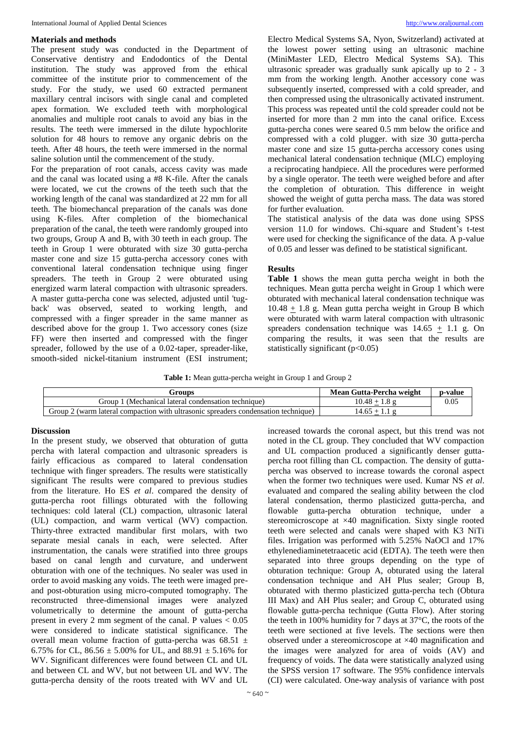## Materials and methods

The present study was conducted in the Department of Conservative dentistry and Endodontics of the Dental institution. The study was approved from the ethical committee of the institute prior to commencement of the study. For the study, we used 60 extracted permanent maxillary central incisors with single canal and completed apex formation. We excluded teeth with morphological anomalies and multiple root canals to avoid any bias in the results. The teeth were immersed in the dilute hypochlorite solution for 48 hours to remove any organic debris on the teeth. After 48 hours, the teeth were immersed in the normal saline solution until the commencement of the study.

For the preparation of root canals, access cavity was made and the canal was located using a #8 K-file. After the canals were located, we cut the crowns of the teeth such that the working length of the canal was standardized at 22 mm for all teeth. The biomechanical preparation of the canals was done using K-files. After completion of the biomechanical preparation of the canal, the teeth were randomly grouped into two groups, Group A and B, with 30 teeth in each group. The teeth in Group 1 were obturated with size 30 gutta-percha master cone and size 15 gutta-percha accessory cones with conventional lateral condensation technique using finger spreaders. The teeth in Group 2 were obturated using energized warm lateral compaction with ultrasonic spreaders. A master gutta-percha cone was selected, adjusted until 'tug-back' was observed, seated to working length, and compressed with a finger spreader in the same manner as described above for the group 1. Two accessory cones (size FF) were then inserted and compressed with the finger spreader, followed by the use of a 0.02-taper, spreader-like, smooth-sided nickel-titanium instrument (ESI instrument; Electro Medical Systems SA, Nyon, Switzerland) activated at the lowest power setting using an ultrasonic machine (MiniMaster LED, Electro Medical Systems SA). This ultrasonic spreader was gradually sunk apically up to 2 - 3 mm from the working length. Another accessory cone was subsequently inserted, compressed with a cold spreader, and then compressed using the ultrasonically activated instrument. This process was repeated until the cold spreader could not be inserted for more than 2 mm into the canal orifice. Excess gutta-percha cones were seared 0.5 mm below the orifice and compressed with a cold plugger. with size 30 gutta-percha master cone and size 15 gutta-percha accessory cones using mechanical lateral condensation technique (MLC) employing a reciprocating handpiece. All the procedures were performed by a single operator. The teeth were weighed before and after the completion of obturation. This difference in weight showed the weight of gutta percha mass. The data was stored for further evaluation.

The statistical analysis of the data was done using SPSS version 11.0 for windows. Chi-square and Student's t-test were used for checking the significance of the data. A p-value of 0.05 and lesser was defined to be statistical significant.

## Results

**Table 1** shows the mean gutta percha weight in both the techniques. Mean gutta percha weight in Group 1 which were obturated with mechanical lateral condensation technique was 10.48 $\pm$ 1.8 g. Mean gutta percha weight in Group B which were obturated with warm lateral compaction with ultrasonic spreaders condensation technique was 14.65 $\pm$ 1.1 g. On comparing the results, it was seen that the results are statistically significant ($p<0.05$)

**Table 1:** Mean gutta-percha weight in Group 1 and Group 2

| Groups | Mean Gutta-Percha weight | p-value |
|---|---|---|
| Group 1 (Mechanical lateral condensation technique) | 10.48 $\pm$ 1.8 g | 0.05 |
| Group 2 (warm lateral compaction with ultrasonic spreaders condensation technique) | 14.65 $\pm$ 1.1 g | |

## Discussion

In the present study, we observed that obturation of gutta percha with lateral compaction and ultrasonic spreaders is fairly efficacious as compared to lateral condensation technique with finger spreaders. The results were statistically significant The results were compared to previous studies from the literature. Ho ES *et al*. compared the density of gutta-percha root fillings obturated with the following techniques: cold lateral (CL) compaction, ultrasonic lateral (UL) compaction, and warm vertical (WV) compaction. Thirty-three extracted mandibular first molars, with two separate mesial canals in each, were selected. After instrumentation, the canals were stratified into three groups based on canal length and curvature, and underwent obturation with one of the techniques. No sealer was used in order to avoid masking any voids. The teeth were imaged pre- and post-obturation using micro-computed tomography. The reconstructed three-dimensional images were analyzed volumetrically to determine the amount of gutta-percha present in every 2 mm segment of the canal. P values $< 0.05$ were considered to indicate statistical significance. The overall mean volume fraction of gutta-percha was 68.51 $\pm$ 6.75% for CL, 86.56 $\pm$ 5.00% for UL, and 88.91 $\pm$ 5.16% for WV. Significant differences were found between CL and UL and between CL and WV, but not between UL and WV. The gutta-percha density of the roots treated with WV and UL increased towards the coronal aspect, but this trend was not noted in the CL group. They concluded that WV compaction and UL compaction produced a significantly denser gutta-percha root filling than CL compaction. The density of gutta-percha was observed to increase towards the coronal aspect when the former two techniques were used. Kumar NS *et al*. evaluated and compared the sealing ability between the clod lateral condensation, thermo plasticized gutta-percha, and flowable gutta-percha obturation technique, under a stereomicroscope at ×40 magnification. Sixty single rooted teeth were selected and canals were shaped with K3 NiTi files. Irrigation was performed with 5.25% NaOCl and 17% ethylenediaminetetraacetic acid (EDTA). The teeth were then separated into three groups depending on the type of obturation technique: Group A, obturated using the lateral condensation technique and AH Plus sealer; Group B, obturated with thermo plasticized gutta-percha tech (Obtura III Max) and AH Plus sealer; and Group C, obturated using flowable gutta-percha technique (Gutta Flow). After storing the teeth in 100% humidity for 7 days at 37°C, the roots of the teeth were sectioned at five levels. The sections were then observed under a stereomicroscope at ×40 magnification and the images were analyzed for area of voids (AV) and frequency of voids. The data were statistically analyzed using the SPSS version 17 software. The 95% confidence intervals (CI) were calculated. One-way analysis of variance with post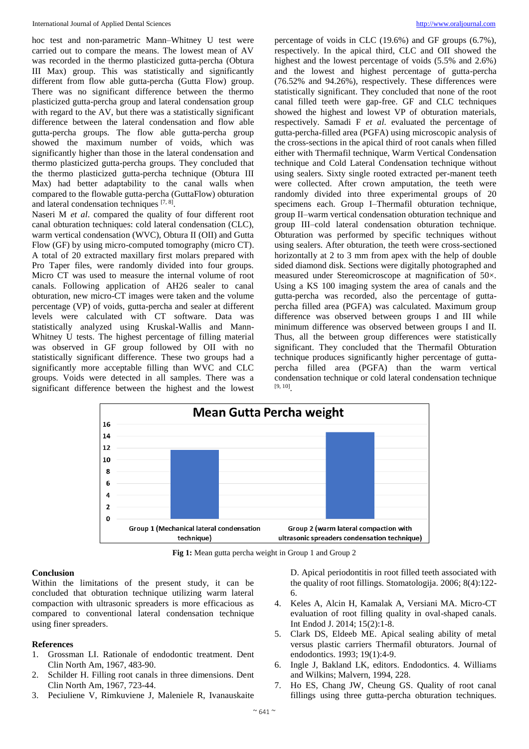hoc test and non-parametric Mann–Whitney U test were carried out to compare the means. The lowest mean of AV was recorded in the thermo plasticized gutta-percha (Obtura III Max) group. This was statistically and significantly different from flow able gutta-percha (Gutta Flow) group. There was no significant difference between the thermo plasticized gutta-percha group and lateral condensation group with regard to the AV, but there was a statistically significant difference between the lateral condensation and flow able gutta-percha groups. The flow able gutta-percha group showed the maximum number of voids, which was significantly higher than those in the lateral condensation and thermo plasticized gutta-percha groups. They concluded that the thermo plasticized gutta-percha technique (Obtura III Max) had better adaptability to the canal walls when compared to the flowable gutta-percha (GuttaFlow) obturation and lateral condensation techniques [7, 8].

Naseri M *et al*. compared the quality of four different root canal obturation techniques: cold lateral condensation (CLC), warm vertical condensation (WVC), Obtura II (OII) and Gutta Flow (GF) by using micro-computed tomography (micro CT). A total of 20 extracted maxillary first molars prepared with Pro Taper files, were randomly divided into four groups. Micro CT was used to measure the internal volume of root canals. Following application of AH26 sealer to canal obturation, new micro-CT images were taken and the volume percentage (VP) of voids, gutta-percha and sealer at different levels were calculated with CT software. Data was statistically analyzed using Kruskal-Wallis and Mann-Whitney U tests. The highest percentage of filling material was observed in GF group followed by OII with no statistically significant difference. These two groups had a significantly more acceptable filling than WVC and CLC groups. Voids were detected in all samples. There was a significant difference between the highest and the lowest percentage of voids in CLC (19.6%) and GF groups (6.7%), respectively. In the apical third, CLC and OII showed the highest and the lowest percentage of voids (5.5% and 2.6%) and the lowest and highest percentage of gutta-percha (76.52% and 94.26%), respectively. These differences were statistically significant. They concluded that none of the root canal filled teeth were gap-free. GF and CLC techniques showed the highest and lowest VP of obturation materials, respectively. Samadi F *et al.* evaluated the percentage of gutta-percha-filled area (PGFA) using microscopic analysis of the cross-sections in the apical third of root canals when filled either with Thermafil technique, Warm Vertical Condensation technique and Cold Lateral Condensation technique without using sealers. Sixty single rooted extracted per-manent teeth were collected. After crown amputation, the teeth were randomly divided into three experimental groups of 20 specimens each. Group I–Thermafil obturation technique, group II–warm vertical condensation obturation technique and group III–cold lateral condensation obturation technique. Obturation was performed by specific techniques without using sealers. After obturation, the teeth were cross-sectioned horizontally at 2 to 3 mm from apex with the help of double sided diamond disk. Sections were digitally photographed and measured under Stereomicroscope at magnification of 50×. Using a KS 100 imaging system the area of canals and the gutta-percha was recorded, also the percentage of gutta-percha filled area (PGFA) was calculated. Maximum group difference was observed between groups I and III while minimum difference was observed between groups I and II. Thus, all the between group differences were statistically significant. They concluded that the Thermafil Obturation technique produces significantly higher percentage of gutta-percha filled area (PGFA) than the warm vertical condensation technique or cold lateral condensation technique [9, 10].

**Fig 1:** Mean gutta percha weight in Group 1 and Group 2

## Conclusion

Within the limitations of the present study, it can be concluded that obturation technique utilizing warm lateral compaction with ultrasonic spreaders is more efficacious as compared to conventional lateral condensation technique using finer spreaders.

## References

1. Grossman LI. Rationale of endodontic treatment. Dent Clin North Am, 1967, 483-90.
2. Schilder H. Filling root canals in three dimensions. Dent Clin North Am, 1967, 723-44.
3. Peciuliene V, Rimkuviene J, Maleniele R, Ivanauskaite D. Apical periodontitis in root filled teeth associated with the quality of root fillings. Stomatologija. 2006; 8(4):122-6.
4. Keles A, Alcin H, Kamalak A, Versiani MA. Micro-CT evaluation of root filling quality in oval-shaped canals. Int Endod J. 2014; 15(2):1-8.
5. Clark DS, Eldeeb ME. Apical sealing ability of metal versus plastic carriers Thermafil obturators. Journal of endodontics. 1993; 19(1):4-9.
6. Ingle J, Bakland LK, editors. Endodontics. 4. Williams and Wilkins; Malvern, 1994, 228.
7. Ho ES, Chang JW, Cheung GS. Quality of root canal fillings using three gutta-percha obturation techniques.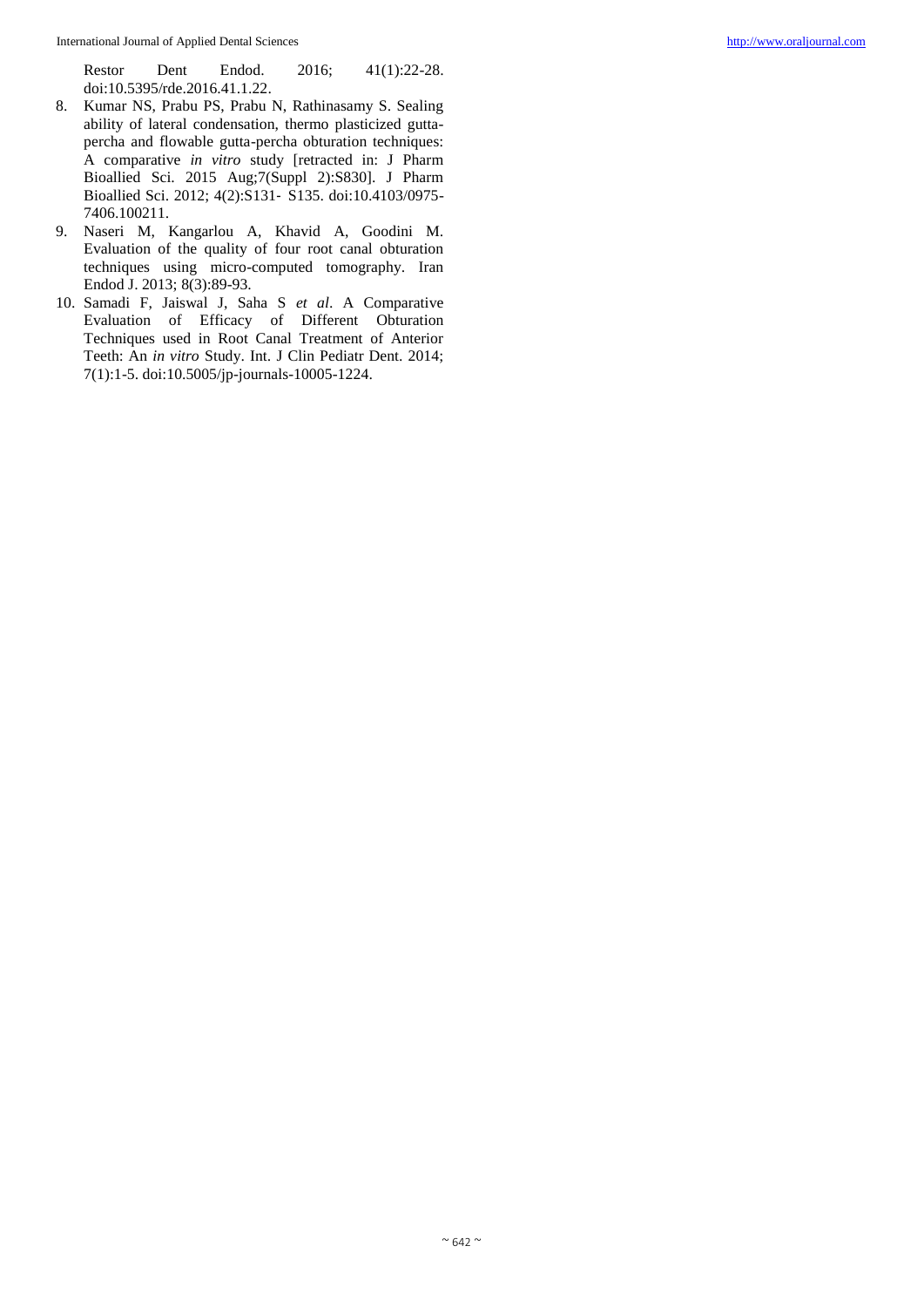Restor Dent Endod. 2016; 41(1):22-28. doi:10.5395/rde.2016.41.1.22.

8. Kumar NS, Prabu PS, Prabu N, Rathinasamy S. Sealing ability of lateral condensation, thermo plasticized gutta-percha and flowable gutta-percha obturation techniques: A comparative *in vitro* study [retracted in: J Pharm Bioallied Sci. 2015 Aug;7(Suppl 2):S830]. J Pharm Bioallied Sci. 2012; 4(2):S131- S135. doi:10.4103/0975-7406.100211.
9. Naseri M, Kangarlou A, Khavid A, Goodini M. Evaluation of the quality of four root canal obturation techniques using micro-computed tomography. Iran Endod J. 2013; 8(3):89-93.
10. Samadi F, Jaiswal J, Saha S *et al*. A Comparative Evaluation of Efficacy of Different Obturation Techniques used in Root Canal Treatment of Anterior Teeth: An *in vitro* Study. Int. J Clin Pediatr Dent. 2014; 7(1):1-5. doi:10.5005/jp-journals-10005-1224.